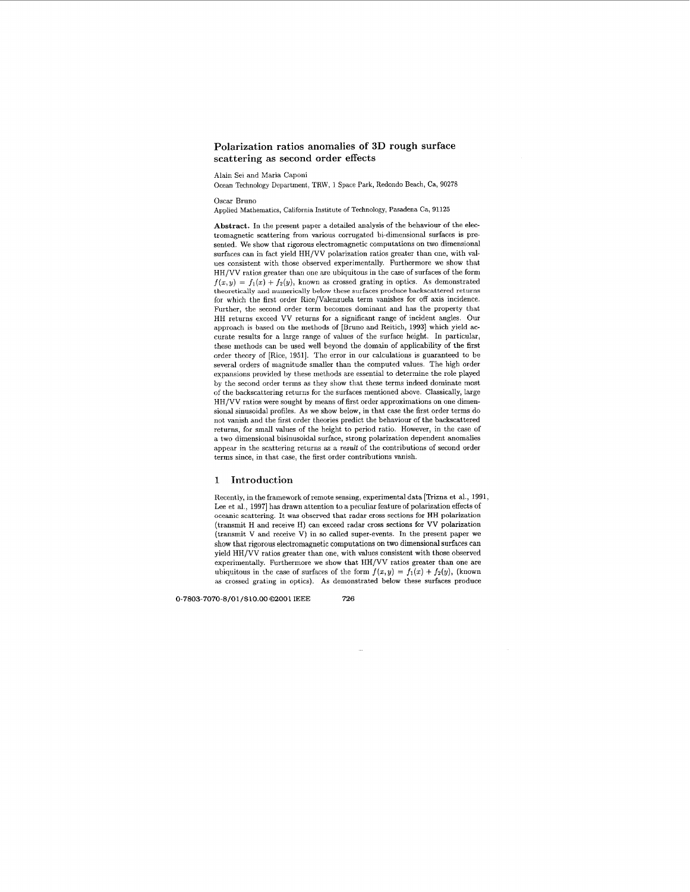# Polarization ratios anomalies of 3D rough surface scattering as second order effects

Alain Sei and Maria Caponi

Ocean Technology Department, TRW, 1 Space Park, Redondo Beach, Ca, 90278

Oscar Bruno

Applied Mathematics, California Institute of Technology, Pasadena Ca, 91125

**Abstract.** In the present paper a detailed analysis of the behaviour of the electromagnetic scattering from various corrugated bi-dimensional surfaces is presented. We show that rigorous electromagnetic computations on two dimensional surfaces can in fact yield HH/VV polarization ratios greater than one, with values consistent with those observed experimentally. Furthermore we show that HH/VV ratios greater than one are ubiquitous in the case of surfaces of the form $f(x,y) = f_1(x) + f_2(y)$, known as crossed grating in optics. As demonstrated theoretically and numerically below these surfaces produce backscattered returns for which the first order Rice/Valenzuela term vanishes for off axis incidence. Further, the second order term becomes dominant and has the property that HH returns exceed VV returns for a significant range of incident angles. Our approach is based on the methods of [Bruno and Reitich, 1993] which yield accurate results for a large range of values of the surface height. In particular, these methods can be used well beyond the domain of applicability of the first order theory of [Rice, 1951]. The error in our calculations is guaranteed to be several orders of magnitude smaller than the computed values. The high order expansions provided by these methods are essential to determine the role played by the second order terms as they show that these terms indeed dominate most of the backscattering returns for the surfaces mentioned above. Classically, large HH/VV ratios were sought by means of first order approximations on one dimensional sinusoidal profiles. As we show below, in that case the first order terms do not vanish and the first order theories predict the behaviour of the backscattered returns, for small values of the height to period ratio. However, in the case of a two dimensional bisinusoidal surface, strong polarization dependent anomalies appear in the scattering returns as a *result* of the contributions of second order terms since, in that case, the first order contributions vanish.

## 1 Introduction

Recently, in the framework of remote sensing, experimental data [Trizna et al., 1991, Lee et al., 1997] has drawn attention to a peculiar feature of polarization effects of oceanic scattering. It was observed that radar cross sections for HH polarization (transmit H and receive H) can exceed radar cross sections for VV polarization (transmit V and receive V) in so called super-events. In the present paper we show that rigorous electromagnetic computations on two dimensional surfaces can yield HH/VV polarization ratios greater than one, with values consistent with those observed experimentally. Furthermore we show that HH/VV ratios greater than one are ubiquitous in the case of surfaces of the form $f(x,y) = f_1(x) + f_2(y)$, (known as crossed grating in optics). As demonstrated below these surfaces produce

0-7803-7070-8/01/$10.00 ©2001 IEEE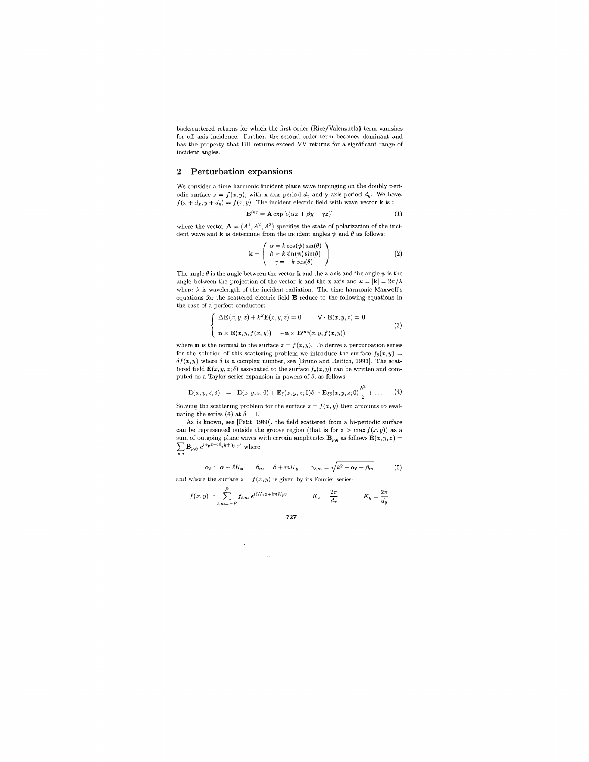backscattered returns for which the first order (Rice/Valenzuela) term vanishes for off axis incidence. Further, the second order term becomes dominant and has the property that HH returns exceed VV returns for a significant range of incident angles.

## 2 Perturbation expansions

We consider a time harmonic incident plane wave impinging on the doubly periodic surface $z = f(x, y)$, with x-axis period $d_x$ and y-axis period $d_y$. We have: $f(x + d_x, y + d_y) = f(x, y)$. The incident electric field with wave vector $\mathbf{k}$ is :

$$\mathbf{E}^{inc} = \mathbf{A} \exp\left[i(\alpha x + \beta y - \gamma z)\right] \tag{1}$$

where the vector $\mathbf{A} = (A^1, A^2, A^3)$ specifies the state of polarization of the incident wave and $\mathbf{k}$ is determine from the incident angles $\psi$ and $\theta$ as follows:

$$\mathbf{k} = \begin{pmatrix} \alpha = k\cos(\psi)\sin(\theta) \\ \beta = k\sin(\psi)\sin(\theta) \\ -\gamma = -k\cos(\theta) \end{pmatrix} \tag{2}$$

The angle $\theta$ is the angle between the vector $\mathbf{k}$ and the z-axis and the angle $\psi$ is the angle between the projection of the vector $\mathbf{k}$ and the x-axis and $k = |\mathbf{k}| = 2\pi/\lambda$ where $\lambda$ is wavelength of the incident radiation. The time harmonic Maxwell's equations for the scattered electric field $\mathbf{E}$ reduce to the following equations in the case of a perfect conductor:

$$\begin{cases} \Delta\mathbf{E}(x, y, z) + k^2\mathbf{E}(x, y, z) = 0 \qquad \nabla \cdot \mathbf{E}(x, y, z) = 0 \\ \mathbf{n} \times \mathbf{E}(x, y, f(x, y)) = -\mathbf{n} \times \mathbf{E}^{inc}(x, y, f(x, y)) \end{cases} \tag{3}$$

where $\mathbf{n}$ is the normal to the surface $z = f(x, y)$. To derive a perturbation series for the solution of this scattering problem we introduce the surface $f_\delta(x, y) = \delta f(x, y)$ where $\delta$ is a complex number, see [Bruno and Reitich, 1993]. The scattered field $\mathbf{E}(x, y, z; \delta)$ associated to the surface $f_\delta(x, y)$ can be written and computed as a Taylor series expansion in powers of $\delta$, as follows:

$$\mathbf{E}(x, y, z; \delta) \;=\; \mathbf{E}(x, y, z; 0) + \mathbf{E}_\delta(x, y, z; 0)\delta + \mathbf{E}_{\delta\delta}(x, y, z; 0)\frac{\delta^2}{2} + \ldots \tag{4}$$

Solving the scattering problem for the surface $z = f(x, y)$ then amounts to evaluating the series (4) at $\delta = 1$.

As is known, see [Petit, 1980], the field scattered from a bi-periodic surface can be represented outside the groove region (that is for $z > \max f(x, y)$) as a sum of outgoing plane waves with certain amplitudes $\mathbf{B}_{p,q}$ as follows $\mathbf{E}(x, y, z) = \sum_{p,q} \mathbf{B}_{p,q}\, e^{i\alpha_p x + i\beta_q y + \gamma_{p,q} z}$ where

$$\alpha_\ell = \alpha + \ell K_x \qquad \beta_m = \beta + mK_y \qquad \gamma_{\ell,m} = \sqrt{k^2 - \alpha_\ell - \beta_m} \tag{5}$$

and where the surface $z = f(x, y)$ is given by its Fourier series:

$$f(x, y) = \sum_{\ell,m=-F}^{F} f_{\ell,m}\, e^{i\ell K_x x + imK_y y} \qquad K_x = \frac{2\pi}{d_x} \qquad K_y = \frac{2\pi}{d_y}$$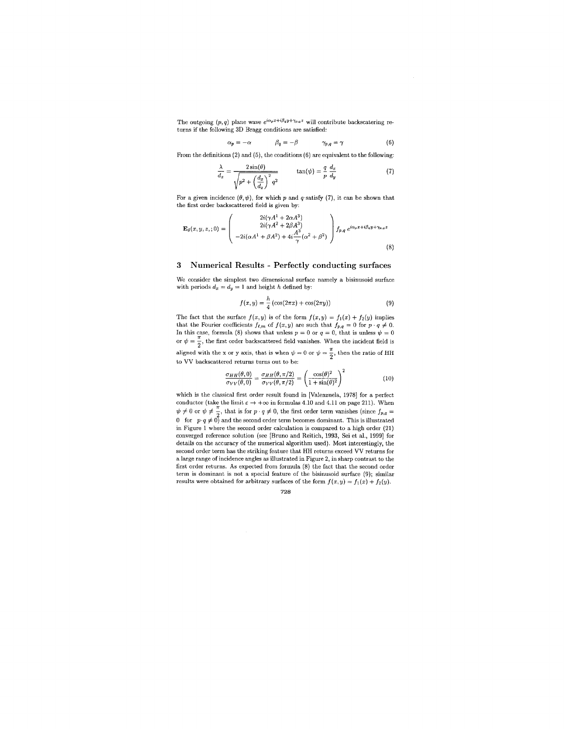The outgoing $(p,q)$ plane wave $e^{i\alpha_p x + i\beta_q y + \gamma_{p,q} z}$ will contribute backscatering returns if the following 3D Bragg conditions are satisfied:

$$\alpha_p = -\alpha \qquad \beta_q = -\beta \qquad \gamma_{p,q} = \gamma \tag{6}$$

From the definitions (2) and (5), the conditions (6) are equivalent to the following:

$$\frac{\lambda}{d_x} = \frac{2\sin(\theta)}{\sqrt{p^2 + \left(\frac{d_x}{d_z}\right)^2 q^2}} \qquad \tan(\psi) = \frac{q}{p}\frac{d_x}{d_y} \tag{7}$$

For a given incidence $(\theta, \psi)$, for which $p$ and $q$ satisfy (7), it can be shown that the first order backscattered field is given by:

$$\mathbf{E}_\delta(x, y, z, ; 0) = \begin{pmatrix} 2i(\gamma A^1 + 2\alpha A^3) \\ 2i(\gamma A^2 + 2\beta A^3) \\ -2i(\alpha A^1 + \beta A^2) + 4i\dfrac{A^3}{\gamma}(\alpha^2 + \beta^2) \end{pmatrix} f_{p,q}\, e^{i\alpha_p x + i\beta_q y + \gamma_{p,q} z} \tag{8}$$

## 3 Numerical Results - Perfectly conducting surfaces

We consider the simplest two dimensional surface namely a bisinusoid surface with periods $d_x = d_y = 1$ and height $h$ defined by:

$$f(x, y) = \frac{h}{4}\left(\cos(2\pi x) + \cos(2\pi y)\right) \tag{9}$$

The fact that the surface $f(x, y)$ is of the form $f(x, y) = f_1(x) + f_2(y)$ implies that the Fourier coefficients $f_{\ell,m}$ of $f(x, y)$ are such that $f_{p,q} = 0$ for $p \cdot q \neq 0$. In this case, formula (8) shows that unless $p = 0$ or $q = 0$, that is unless $\psi = 0$ or $\psi = \frac{\pi}{2}$, the first order backscattered field vanishes. When the incident field is aligned with the x or y axis, that is when $\psi = 0$ or $\psi = \frac{\pi}{2}$, then the ratio of HH to VV backscattered returns turns out to be:

$$\frac{\sigma_{HH}(\theta, 0)}{\sigma_{VV}(\theta, 0)} = \frac{\sigma_{HH}(\theta, \pi/2)}{\sigma_{VV}(\theta, \pi/2)} = \left(\frac{\cos(\theta)^2}{1 + \sin(\theta)^2}\right)^2 \tag{10}$$

which is the classical first order result found in [Valenzuela, 1978] for a perfect conductor (take the limit $\varepsilon \to +\infty$ in formulas 4.10 and 4.11 on page 211). When $\psi \neq 0$ or $\psi \neq \frac{\pi}{2}$, that is for $p \cdot q \neq 0$, the first order term vanishes (since $f_{p,q} = 0$ for $p \cdot q \neq 0$) and the second order term becomes dominant. This is illustrated in Figure 1 where the second order calculation is compared to a high order (21) converged reference solution (see [Bruno and Reitich, 1993, Sei et al., 1999] for details on the accuracy of the numerical algorithm used). Most interestingly, the second order term has the striking feature that HH returns exceed VV returns for a large range of incidence angles as illustrated in Figure 2, in sharp contrast to the first order returns. As expected from formula (8) the fact that the second order term is dominant is not a special feature of the bisinusoid surface (9); similar results were obtained for arbitrary surfaces of the form $f(x, y) = f_1(x) + f_2(y)$.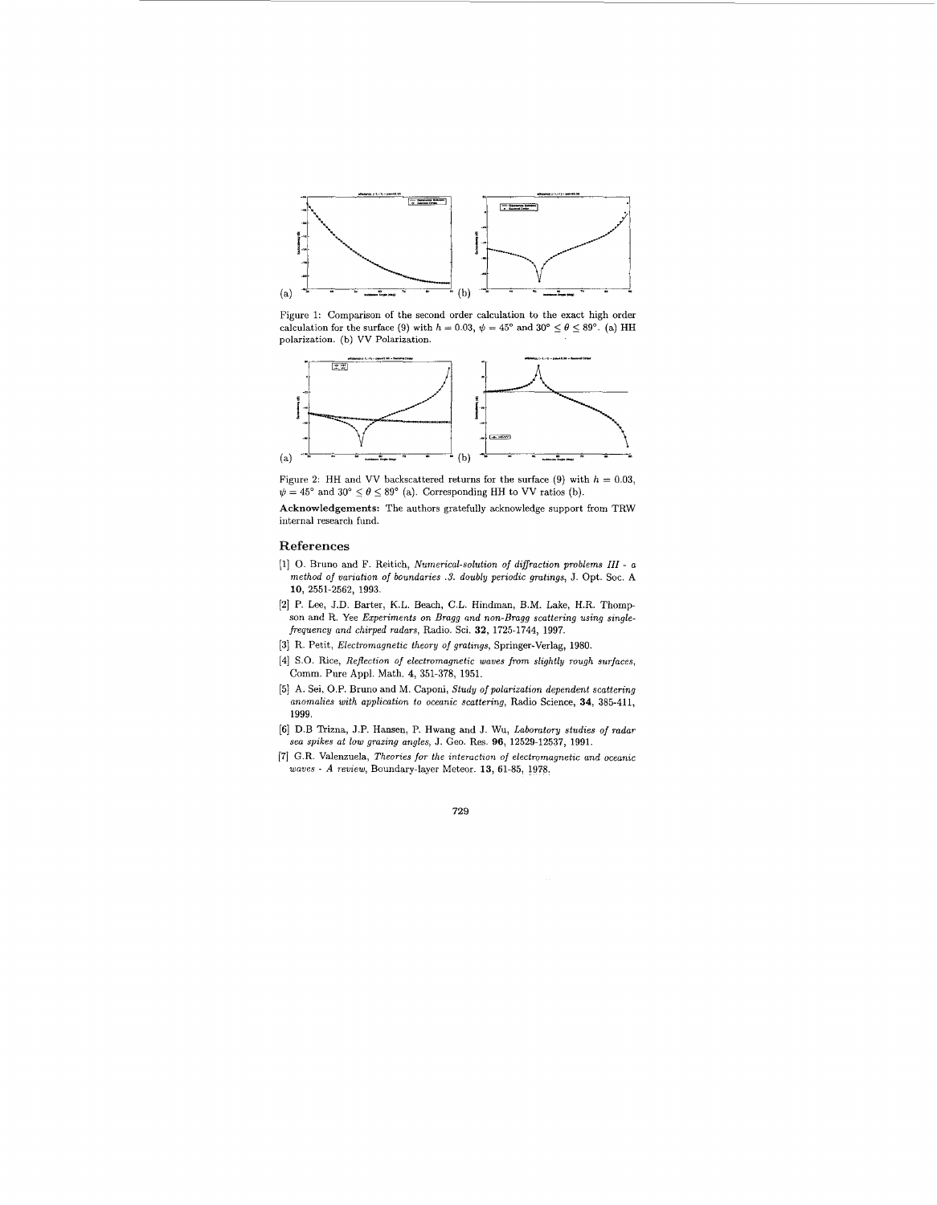(a) (b)

Figure 1: Comparison of the second order calculation to the exact high order calculation for the surface (9) with $h = 0.03$, $\psi = 45°$ and $30° \leq \theta \leq 89°$. (a) HH polarization. (b) VV Polarization.

(a) (b)

Figure 2: HH and VV backscattered returns for the surface (9) with $h = 0.03$, $\psi = 45°$ and $30° \leq \theta \leq 89°$ (a). Corresponding HH to VV ratios (b).

**Acknowledgements:** The authors gratefully acknowledge support from TRW internal research fund.

## References

[1] O. Bruno and F. Reitich, *Numerical-solution of diffraction problems III - a method of variation of boundaries .3. doubly periodic gratings*, J. Opt. Soc. A **10**, 2551-2562, 1993.

[2] P. Lee, J.D. Barter, K.L. Beach, C.L. Hindman, B.M. Lake, H.R. Thompson and R. Yee *Experiments on Bragg and non-Bragg scattering using single-frequency and chirped radars*, Radio. Sci. **32**, 1725-1744, 1997.

[3] R. Petit, *Electromagnetic theory of gratings*, Springer-Verlag, 1980.

[4] S.O. Rice, *Reflection of electromagnetic waves from slightly rough surfaces*, Comm. Pure Appl. Math. **4**, 351-378, 1951.

[5] A. Sei, O.P. Bruno and M. Caponi, *Study of polarization dependent scattering anomalies with application to oceanic scattering*, Radio Science, **34**, 385-411, 1999.

[6] D.B Trizna, J.P. Hansen, P. Hwang and J. Wu, *Laboratory studies of radar sea spikes at low grazing angles*, J. Geo. Res. **96**, 12529-12537, 1991.

[7] G.R. Valenzuela, *Theories for the interaction of electromagnetic and oceanic waves - A review*, Boundary-layer Meteor. **13**, 61-85, 1978.